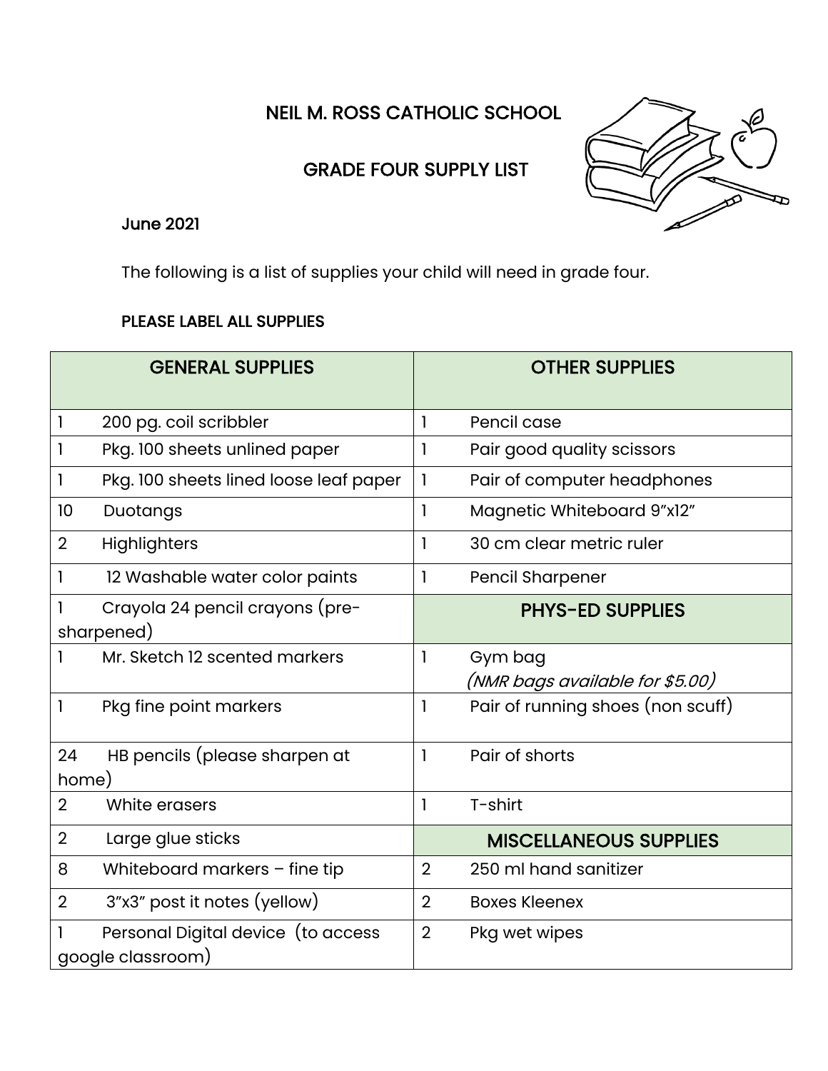# NEIL M. ROSS CATHOLIC SCHOOL

## GRADE FOUR SUPPLY LIST

June 2021

The following is a list of supplies your child will need in grade four.

**PLEASE LABEL ALL SUPPLIES**

| GENERAL SUPPLIES | | OTHER SUPPLIES | |
|---|---|---|---|
| 1 | 200 pg. coil scribbler | 1 | Pencil case |
| 1 | Pkg. 100 sheets unlined paper | 1 | Pair good quality scissors |
| 1 | Pkg. 100 sheets lined loose leaf paper | 1 | Pair of computer headphones |
| 10 | Duotangs | 1 | Magnetic Whiteboard 9"x12" |
| 2 | Highlighters | 1 | 30 cm clear metric ruler |
| 1 | 12 Washable water color paints | 1 | Pencil Sharpener |
| 1 | Crayola 24 pencil crayons (pre-sharpened) | **PHYS-ED SUPPLIES** | |
| 1 | Mr. Sketch 12 scented markers | 1 | Gym bag *(NMR bags available for $5.00)* |
| 1 | Pkg fine point markers | 1 | Pair of running shoes (non scuff) |
| 24 | HB pencils (please sharpen at home) | 1 | Pair of shorts |
| 2 | White erasers | 1 | T-shirt |
| 2 | Large glue sticks | **MISCELLANEOUS SUPPLIES** | |
| 8 | Whiteboard markers – fine tip | 2 | 250 ml hand sanitizer |
| 2 | 3"x3" post it notes (yellow) | 2 | Boxes Kleenex |
| 1 | Personal Digital device (to access google classroom) | 2 | Pkg wet wipes |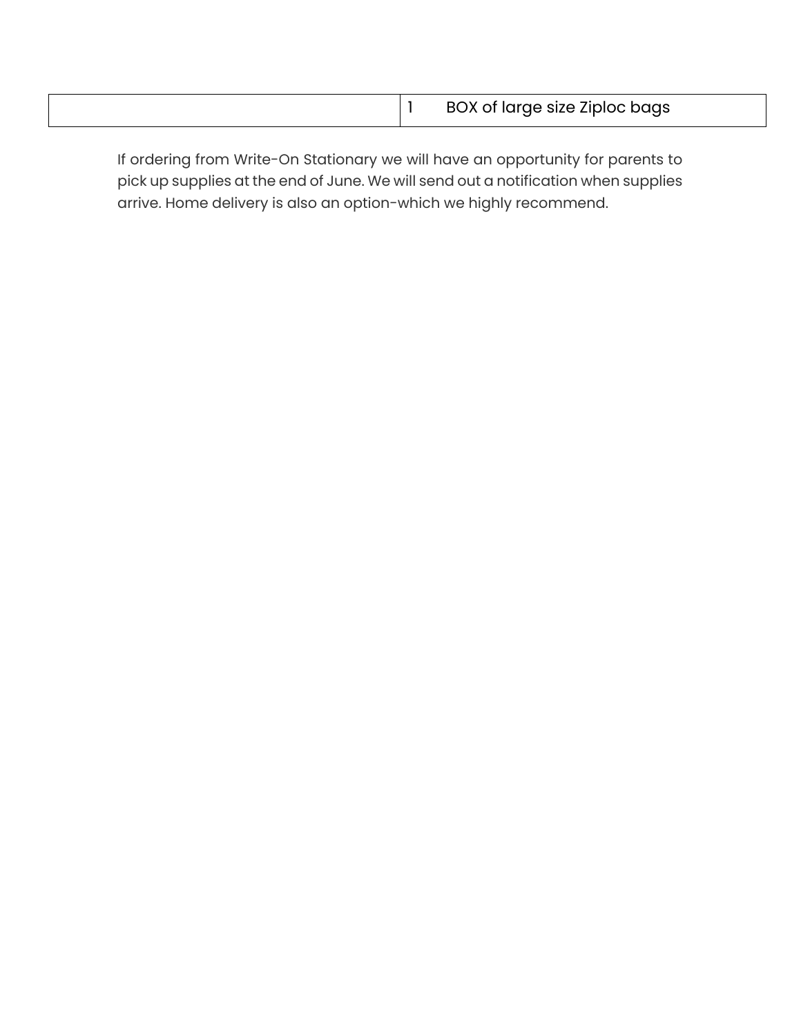| | | |
|---|---|---|
| | 1 | BOX of large size Ziploc bags |

If ordering from Write-On Stationary we will have an opportunity for parents to pick up supplies at the end of June. We will send out a notification when supplies arrive. Home delivery is also an option-which we highly recommend.